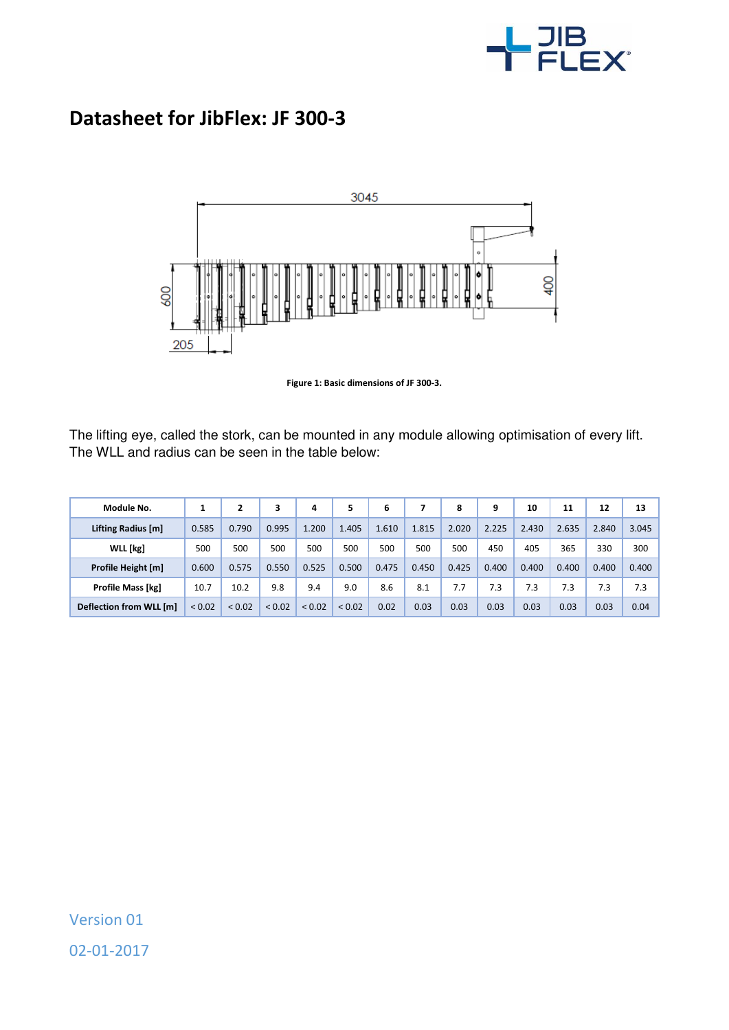# Datasheet for JibFlex: JF 300-3

Figure 1: Basic dimensions of JF 300-3.

The lifting eye, called the stork, can be mounted in any module allowing optimisation of every lift. The WLL and radius can be seen in the table below:

| Module No. | 1 | 2 | 3 | 4 | 5 | 6 | 7 | 8 | 9 | 10 | 11 | 12 | 13 |
|---|---|---|---|---|---|---|---|---|---|---|---|---|---|
| Lifting Radius [m] | 0.585 | 0.790 | 0.995 | 1.200 | 1.405 | 1.610 | 1.815 | 2.020 | 2.225 | 2.430 | 2.635 | 2.840 | 3.045 |
| WLL [kg] | 500 | 500 | 500 | 500 | 500 | 500 | 500 | 500 | 450 | 405 | 365 | 330 | 300 |
| Profile Height [m] | 0.600 | 0.575 | 0.550 | 0.525 | 0.500 | 0.475 | 0.450 | 0.425 | 0.400 | 0.400 | 0.400 | 0.400 | 0.400 |
| Profile Mass [kg] | 10.7 | 10.2 | 9.8 | 9.4 | 9.0 | 8.6 | 8.1 | 7.7 | 7.3 | 7.3 | 7.3 | 7.3 | 7.3 |
| Deflection from WLL [m] | < 0.02 | < 0.02 | < 0.02 | < 0.02 | < 0.02 | 0.02 | 0.03 | 0.03 | 0.03 | 0.03 | 0.03 | 0.03 | 0.04 |

Version 01

02-01-2017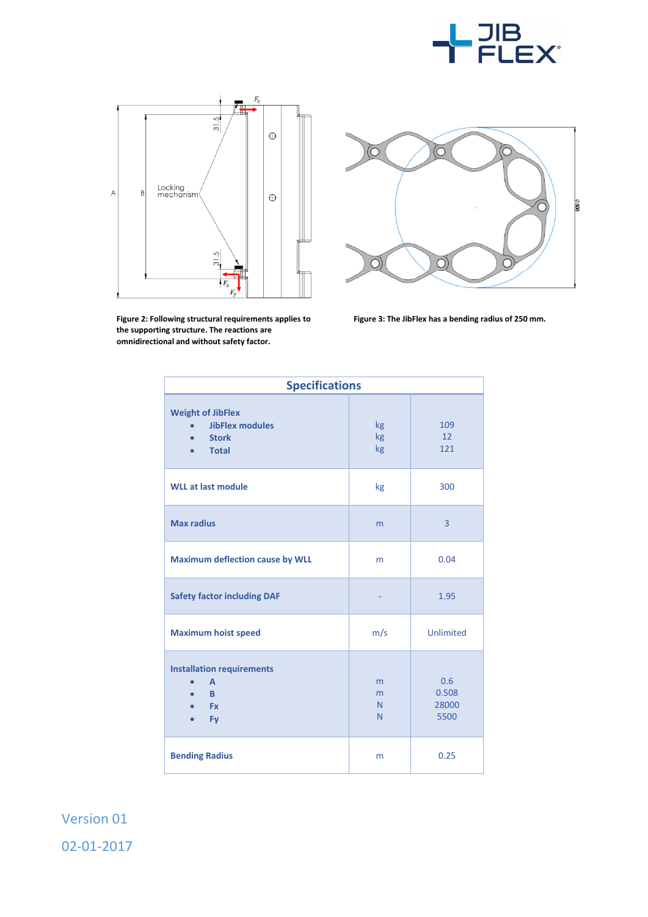Figure 2: Following structural requirements applies to the supporting structure. The reactions are omnidirectional and without safety factor.

Figure 3: The JibFlex has a bending radius of 250 mm.

| Specifications | | |
|---|---|---|
| **Weight of JibFlex**<br>• JibFlex modules<br>• Stork<br>• Total | kg<br>kg<br>kg | 109<br>12<br>121 |
| **WLL at last module** | kg | 300 |
| **Max radius** | m | 3 |
| **Maximum deflection cause by WLL** | m | 0.04 |
| **Safety factor including DAF** | - | 1.95 |
| **Maximum hoist speed** | m/s | Unlimited |
| **Installation requirements**<br>• A<br>• B<br>• Fx<br>• Fy | m<br>m<br>N<br>N | 0.6<br>0.508<br>28000<br>5500 |
| **Bending Radius** | m | 0.25 |

Version 01

02-01-2017